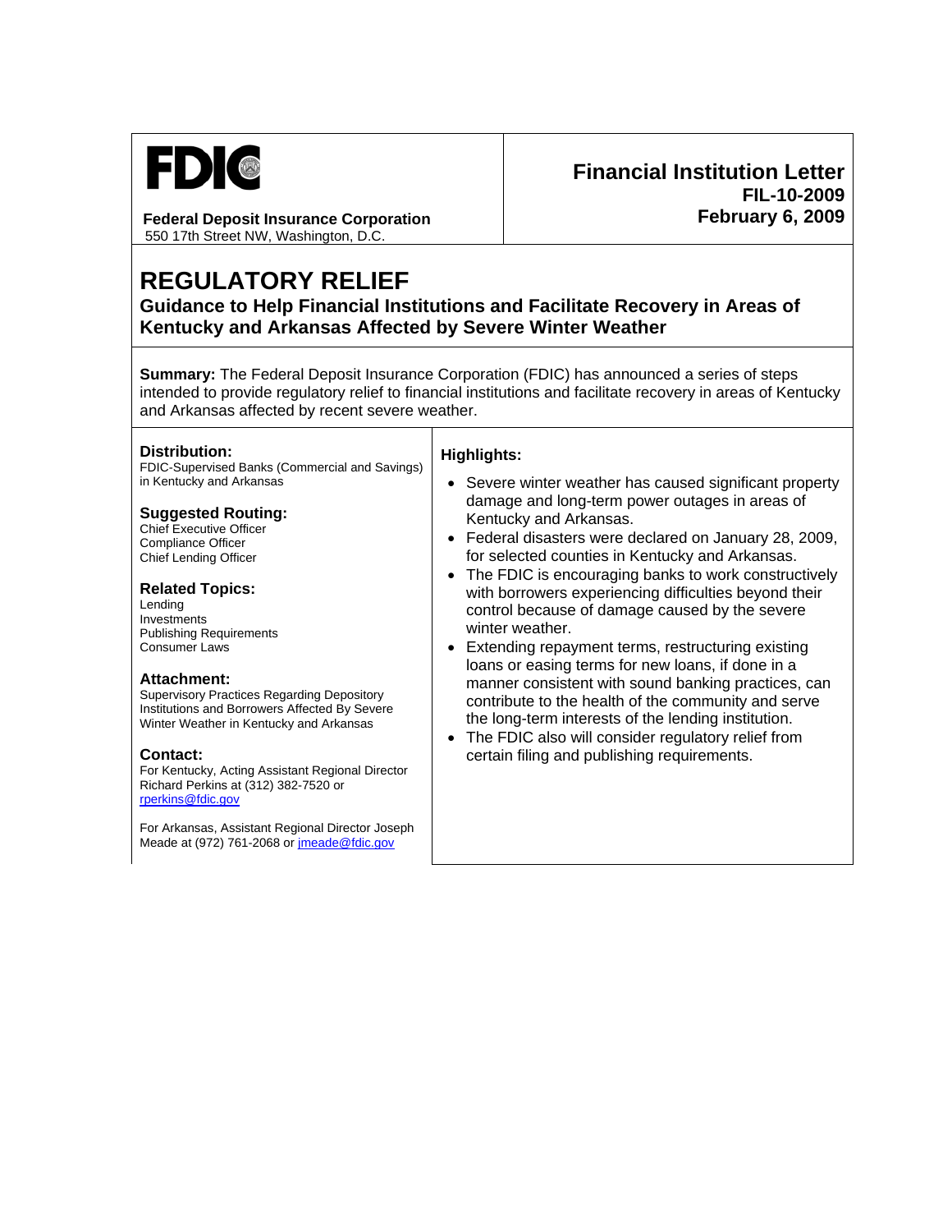**FDIC**

**Federal Deposit Insurance Corporation**
550 17th Street NW, Washington, D.C.

**Financial Institution Letter**
**FIL-10-2009**
**February 6, 2009**

# REGULATORY RELIEF

## Guidance to Help Financial Institutions and Facilitate Recovery in Areas of Kentucky and Arkansas Affected by Severe Winter Weather

**Summary:** The Federal Deposit Insurance Corporation (FDIC) has announced a series of steps intended to provide regulatory relief to financial institutions and facilitate recovery in areas of Kentucky and Arkansas affected by recent severe weather.

**Distribution:**
FDIC-Supervised Banks (Commercial and Savings) in Kentucky and Arkansas

**Suggested Routing:**
Chief Executive Officer
Compliance Officer
Chief Lending Officer

**Related Topics:**
Lending
Investments
Publishing Requirements
Consumer Laws

**Attachment:**
Supervisory Practices Regarding Depository Institutions and Borrowers Affected By Severe Winter Weather in Kentucky and Arkansas

**Contact:**
For Kentucky, Acting Assistant Regional Director Richard Perkins at (312) 382-7520 or rperkins@fdic.gov

For Arkansas, Assistant Regional Director Joseph Meade at (972) 761-2068 or jmeade@fdic.gov

**Highlights:**

- Severe winter weather has caused significant property damage and long-term power outages in areas of Kentucky and Arkansas.
- Federal disasters were declared on January 28, 2009, for selected counties in Kentucky and Arkansas.
- The FDIC is encouraging banks to work constructively with borrowers experiencing difficulties beyond their control because of damage caused by the severe winter weather.
- Extending repayment terms, restructuring existing loans or easing terms for new loans, if done in a manner consistent with sound banking practices, can contribute to the health of the community and serve the long-term interests of the lending institution.
- The FDIC also will consider regulatory relief from certain filing and publishing requirements.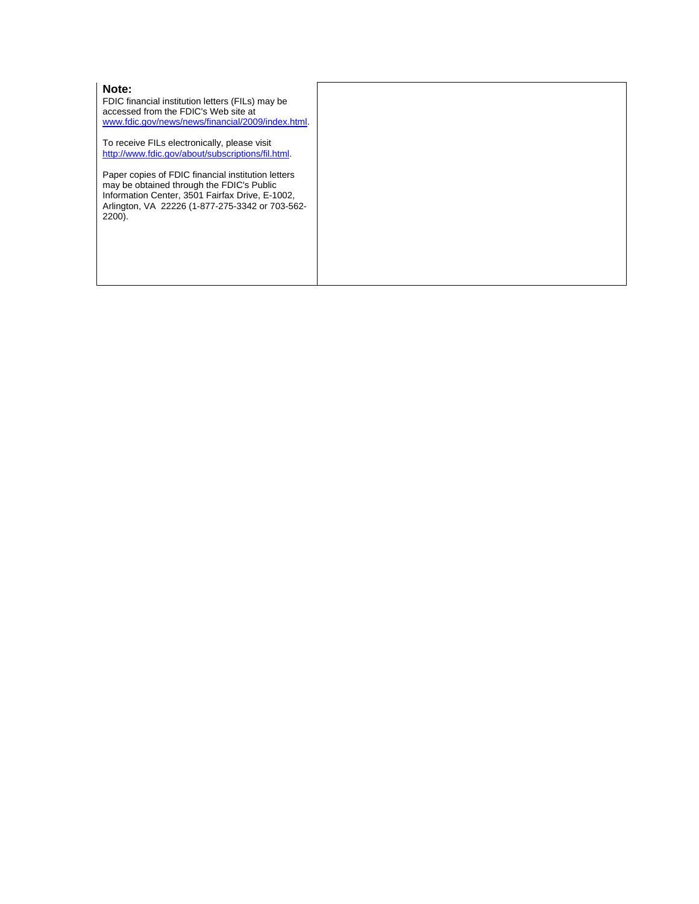**Note:**

FDIC financial institution letters (FILs) may be accessed from the FDIC's Web site at [www.fdic.gov/news/news/financial/2009/index.html](www.fdic.gov/news/news/financial/2009/index.html).

To receive FILs electronically, please visit [http://www.fdic.gov/about/subscriptions/fil.html](http://www.fdic.gov/about/subscriptions/fil.html).

Paper copies of FDIC financial institution letters may be obtained through the FDIC's Public Information Center, 3501 Fairfax Drive, E-1002, Arlington, VA 22226 (1-877-275-3342 or 703-562-2200).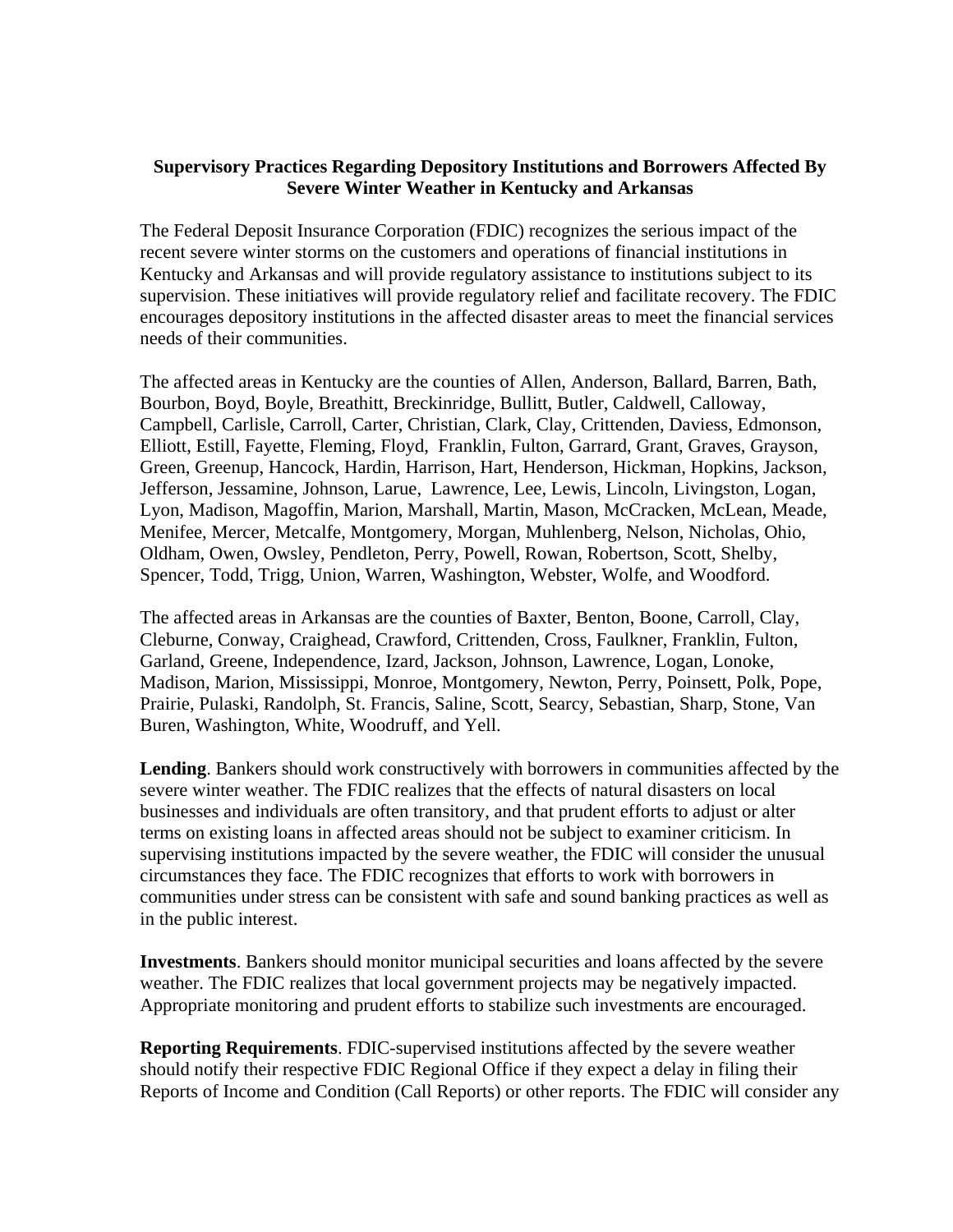**Supervisory Practices Regarding Depository Institutions and Borrowers Affected By Severe Winter Weather in Kentucky and Arkansas**

The Federal Deposit Insurance Corporation (FDIC) recognizes the serious impact of the recent severe winter storms on the customers and operations of financial institutions in Kentucky and Arkansas and will provide regulatory assistance to institutions subject to its supervision. These initiatives will provide regulatory relief and facilitate recovery. The FDIC encourages depository institutions in the affected disaster areas to meet the financial services needs of their communities.

The affected areas in Kentucky are the counties of Allen, Anderson, Ballard, Barren, Bath, Bourbon, Boyd, Boyle, Breathitt, Breckinridge, Bullitt, Butler, Caldwell, Calloway, Campbell, Carlisle, Carroll, Carter, Christian, Clark, Clay, Crittenden, Daviess, Edmonson, Elliott, Estill, Fayette, Fleming, Floyd, Franklin, Fulton, Garrard, Grant, Graves, Grayson, Green, Greenup, Hancock, Hardin, Harrison, Hart, Henderson, Hickman, Hopkins, Jackson, Jefferson, Jessamine, Johnson, Larue, Lawrence, Lee, Lewis, Lincoln, Livingston, Logan, Lyon, Madison, Magoffin, Marion, Marshall, Martin, Mason, McCracken, McLean, Meade, Menifee, Mercer, Metcalfe, Montgomery, Morgan, Muhlenberg, Nelson, Nicholas, Ohio, Oldham, Owen, Owsley, Pendleton, Perry, Powell, Rowan, Robertson, Scott, Shelby, Spencer, Todd, Trigg, Union, Warren, Washington, Webster, Wolfe, and Woodford.

The affected areas in Arkansas are the counties of Baxter, Benton, Boone, Carroll, Clay, Cleburne, Conway, Craighead, Crawford, Crittenden, Cross, Faulkner, Franklin, Fulton, Garland, Greene, Independence, Izard, Jackson, Johnson, Lawrence, Logan, Lonoke, Madison, Marion, Mississippi, Monroe, Montgomery, Newton, Perry, Poinsett, Polk, Pope, Prairie, Pulaski, Randolph, St. Francis, Saline, Scott, Searcy, Sebastian, Sharp, Stone, Van Buren, Washington, White, Woodruff, and Yell.

**Lending**. Bankers should work constructively with borrowers in communities affected by the severe winter weather. The FDIC realizes that the effects of natural disasters on local businesses and individuals are often transitory, and that prudent efforts to adjust or alter terms on existing loans in affected areas should not be subject to examiner criticism. In supervising institutions impacted by the severe weather, the FDIC will consider the unusual circumstances they face. The FDIC recognizes that efforts to work with borrowers in communities under stress can be consistent with safe and sound banking practices as well as in the public interest.

**Investments**. Bankers should monitor municipal securities and loans affected by the severe weather. The FDIC realizes that local government projects may be negatively impacted. Appropriate monitoring and prudent efforts to stabilize such investments are encouraged.

**Reporting Requirements**. FDIC-supervised institutions affected by the severe weather should notify their respective FDIC Regional Office if they expect a delay in filing their Reports of Income and Condition (Call Reports) or other reports. The FDIC will consider any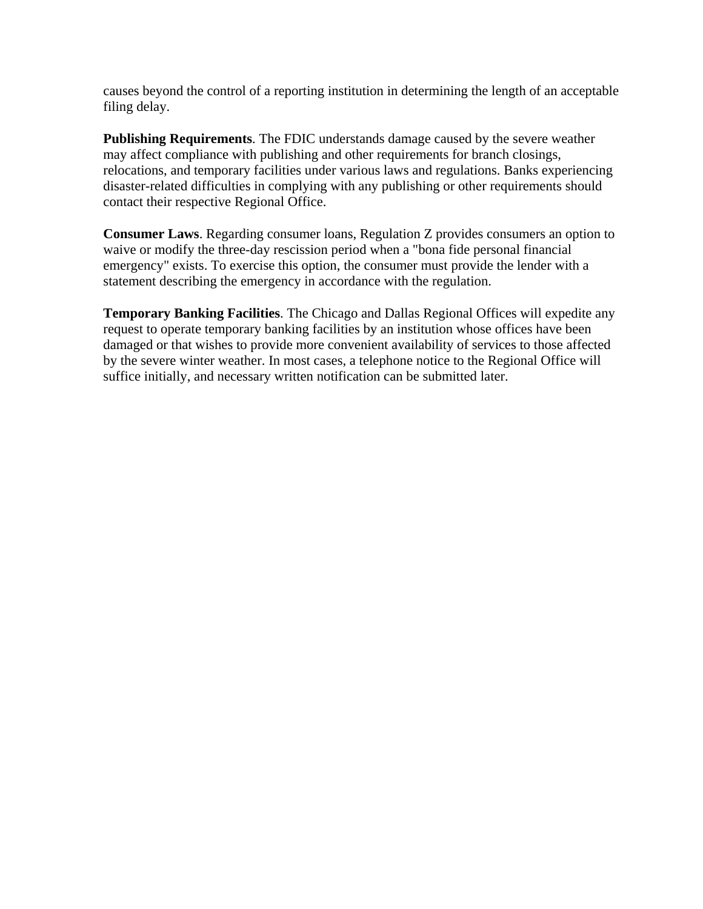causes beyond the control of a reporting institution in determining the length of an acceptable filing delay.

**Publishing Requirements**. The FDIC understands damage caused by the severe weather may affect compliance with publishing and other requirements for branch closings, relocations, and temporary facilities under various laws and regulations. Banks experiencing disaster-related difficulties in complying with any publishing or other requirements should contact their respective Regional Office.

**Consumer Laws**. Regarding consumer loans, Regulation Z provides consumers an option to waive or modify the three-day rescission period when a "bona fide personal financial emergency" exists. To exercise this option, the consumer must provide the lender with a statement describing the emergency in accordance with the regulation.

**Temporary Banking Facilities**. The Chicago and Dallas Regional Offices will expedite any request to operate temporary banking facilities by an institution whose offices have been damaged or that wishes to provide more convenient availability of services to those affected by the severe winter weather. In most cases, a telephone notice to the Regional Office will suffice initially, and necessary written notification can be submitted later.